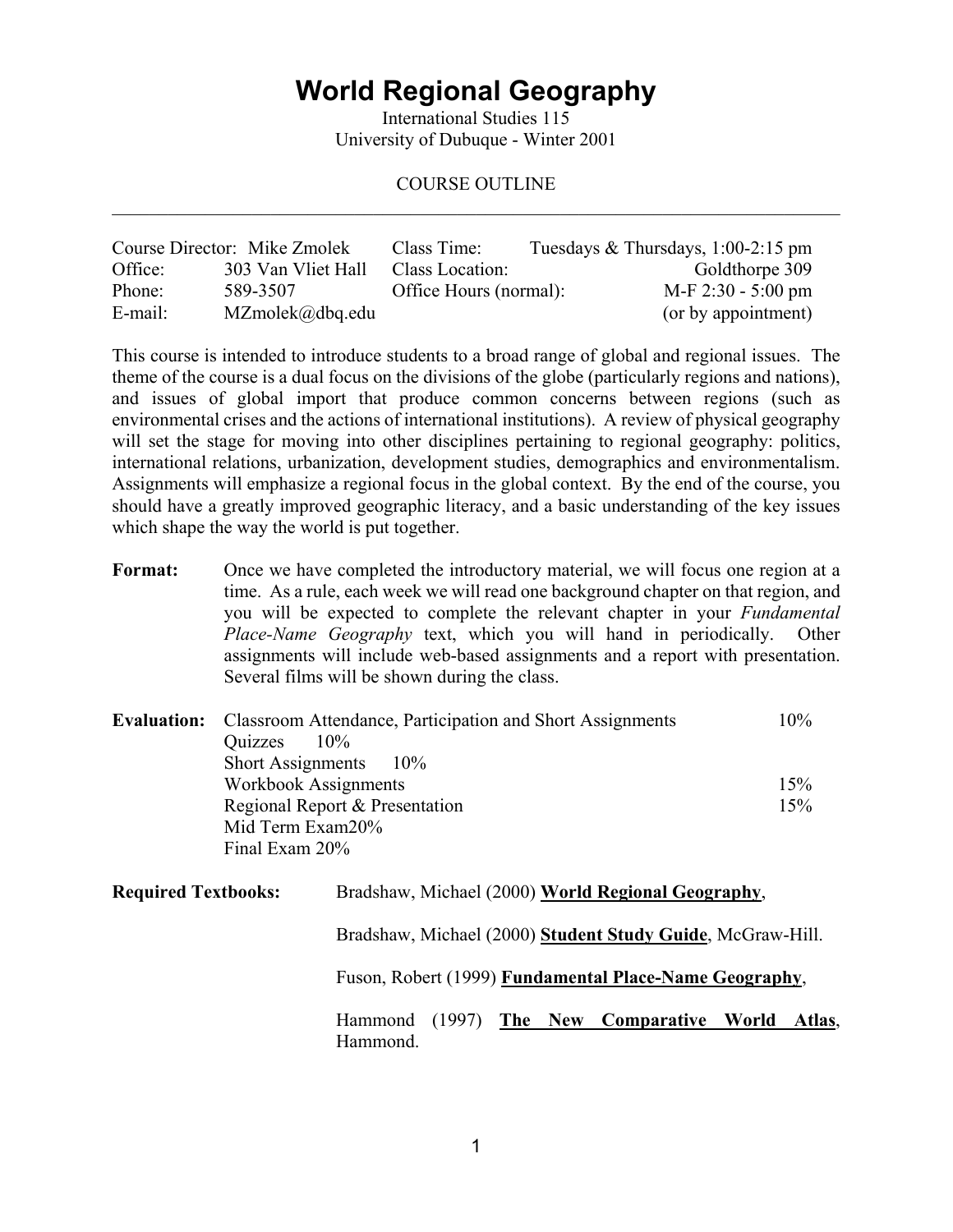# World Regional Geography

International Studies 115
University of Dubuque - Winter 2001

COURSE OUTLINE

---

| | | | |
|---|---|---|---|
| Course Director: | Mike Zmolek | Class Time: | Tuesdays & Thursdays, 1:00-2:15 pm |
| Office: | 303 Van Vliet Hall | Class Location: | Goldthorpe 309 |
| Phone: | 589-3507 | Office Hours (normal): | M-F 2:30 - 5:00 pm |
| E-mail: | MZmolek@dbq.edu | | (or by appointment) |

This course is intended to introduce students to a broad range of global and regional issues. The theme of the course is a dual focus on the divisions of the globe (particularly regions and nations), and issues of global import that produce common concerns between regions (such as environmental crises and the actions of international institutions). A review of physical geography will set the stage for moving into other disciplines pertaining to regional geography: politics, international relations, urbanization, development studies, demographics and environmentalism. Assignments will emphasize a regional focus in the global context. By the end of the course, you should have a greatly improved geographic literacy, and a basic understanding of the key issues which shape the way the world is put together.

**Format:** Once we have completed the introductory material, we will focus one region at a time. As a rule, each week we will read one background chapter on that region, and you will be expected to complete the relevant chapter in your *Fundamental Place-Name Geography* text, which you will hand in periodically. Other assignments will include web-based assignments and a report with presentation. Several films will be shown during the class.

**Evaluation:**

| | |
|---|---|
| Classroom Attendance, Participation and Short Assignments | 10% |
| Quizzes 10% | |
| Short Assignments 10% | |
| Workbook Assignments | 15% |
| Regional Report & Presentation | 15% |
| Mid Term Exam20% | |
| Final Exam 20% | |

**Required Textbooks:**

Bradshaw, Michael (2000) **World Regional Geography**,

Bradshaw, Michael (2000) **Student Study Guide**, McGraw-Hill.

Fuson, Robert (1999) **Fundamental Place-Name Geography**,

Hammond (1997) **The New Comparative World Atlas**, Hammond.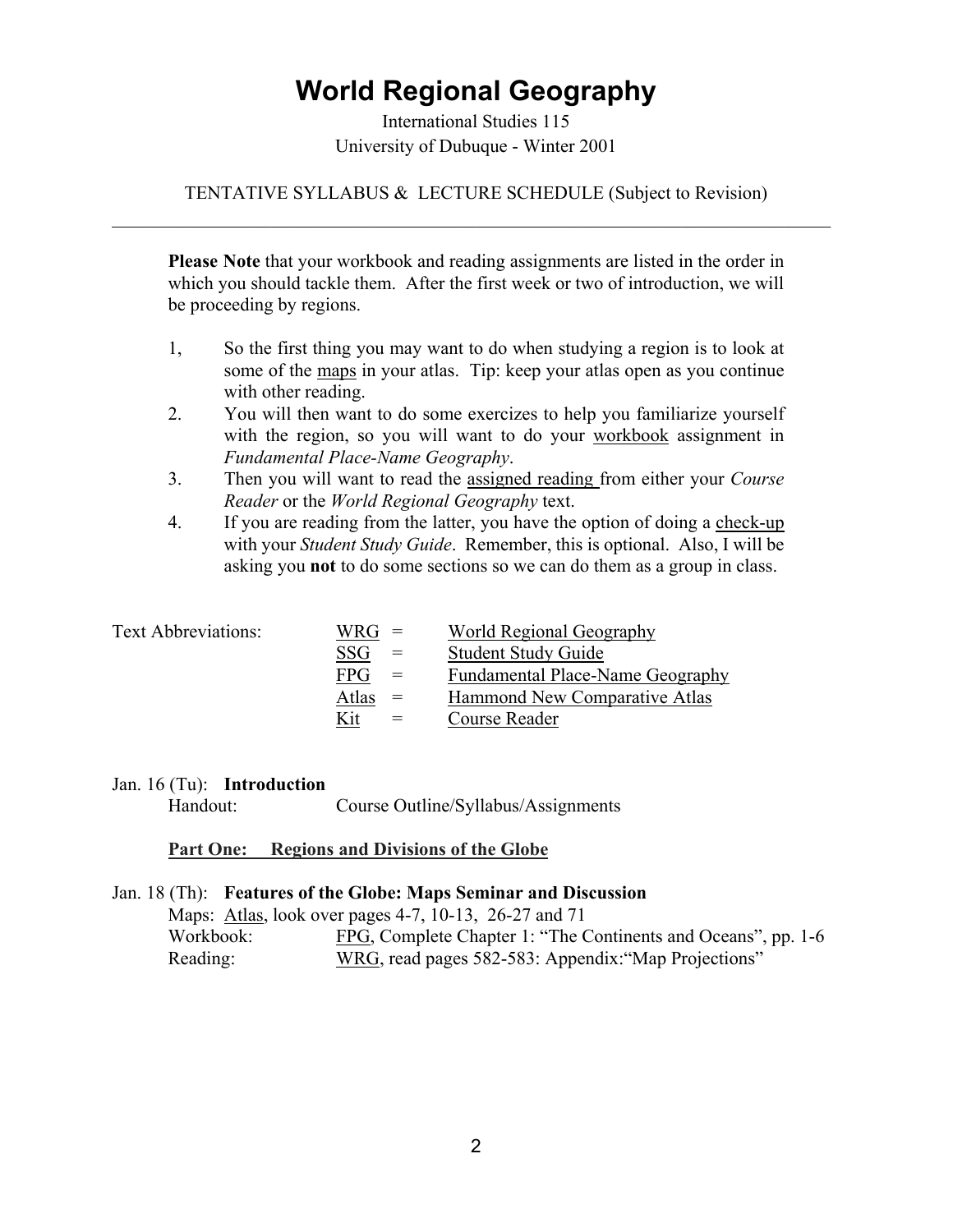# World Regional Geography

International Studies 115
University of Dubuque - Winter 2001

TENTATIVE SYLLABUS & LECTURE SCHEDULE (Subject to Revision)

---

**Please Note** that your workbook and reading assignments are listed in the order in which you should tackle them. After the first week or two of introduction, we will be proceeding by regions.

1, So the first thing you may want to do when studying a region is to look at some of the maps in your atlas. Tip: keep your atlas open as you continue with other reading.
2. You will then want to do some exercizes to help you familiarize yourself with the region, so you will want to do your workbook assignment in *Fundamental Place-Name Geography*.
3. Then you will want to read the assigned reading from either your *Course Reader* or the *World Regional Geography* text.
4. If you are reading from the latter, you have the option of doing a check-up with your *Student Study Guide*. Remember, this is optional. Also, I will be asking you **not** to do some sections so we can do them as a group in class.

Text Abbreviations:

| | | | |
|---|---|---|---|
| Text Abbreviations: | WRG | = | World Regional Geography |
| | SSG | = | Student Study Guide |
| | FPG | = | Fundamental Place-Name Geography |
| | Atlas | = | Hammond New Comparative Atlas |
| | Kit | = | Course Reader |

Jan. 16 (Tu): **Introduction**
Handout: Course Outline/Syllabus/Assignments

**Part One: Regions and Divisions of the Globe**

Jan. 18 (Th): **Features of the Globe: Maps Seminar and Discussion**
Maps: Atlas, look over pages 4-7, 10-13, 26-27 and 71
Workbook: FPG, Complete Chapter 1: "The Continents and Oceans", pp. 1-6
Reading: WRG, read pages 582-583: Appendix:"Map Projections"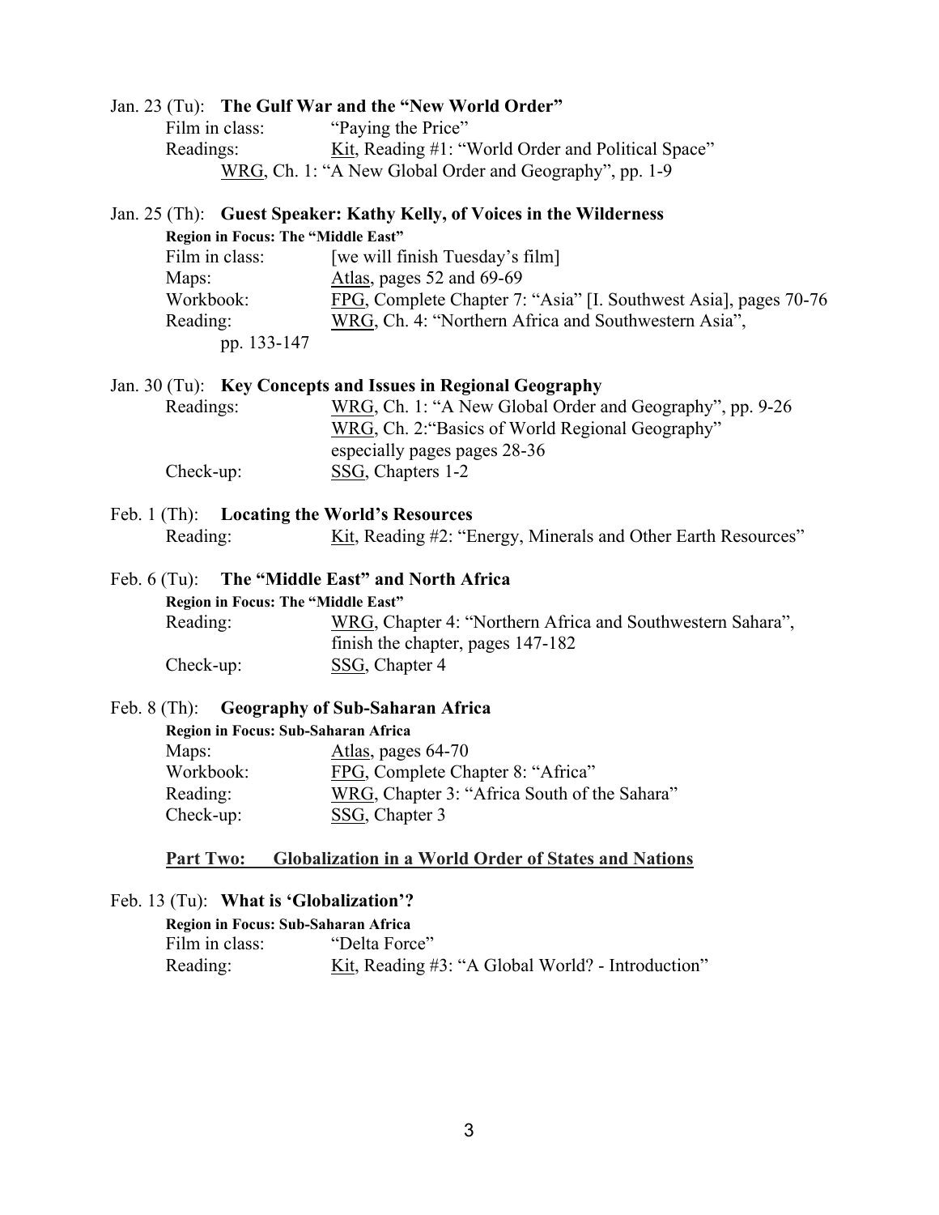Jan. 23 (Tu): **The Gulf War and the "New World Order"**

Film in class: "Paying the Price"
Readings: Kit, Reading #1: "World Order and Political Space"
WRG, Ch. 1: "A New Global Order and Geography", pp. 1-9

Jan. 25 (Th): **Guest Speaker: Kathy Kelly, of Voices in the Wilderness**

**Region in Focus: The "Middle East"**
Film in class: [we will finish Tuesday's film]
Maps: Atlas, pages 52 and 69-69
Workbook: FPG, Complete Chapter 7: "Asia" [I. Southwest Asia], pages 70-76
Reading: WRG, Ch. 4: "Northern Africa and Southwestern Asia", pp. 133-147

Jan. 30 (Tu): **Key Concepts and Issues in Regional Geography**

Readings: WRG, Ch. 1: "A New Global Order and Geography", pp. 9-26
WRG, Ch. 2:"Basics of World Regional Geography" especially pages pages 28-36
Check-up: SSG, Chapters 1-2

Feb. 1 (Th): **Locating the World's Resources**

Reading: Kit, Reading #2: "Energy, Minerals and Other Earth Resources"

Feb. 6 (Tu): **The "Middle East" and North Africa**

**Region in Focus: The "Middle East"**
Reading: WRG, Chapter 4: "Northern Africa and Southwestern Sahara", finish the chapter, pages 147-182
Check-up: SSG, Chapter 4

Feb. 8 (Th): **Geography of Sub-Saharan Africa**

**Region in Focus: Sub-Saharan Africa**
Maps: Atlas, pages 64-70
Workbook: FPG, Complete Chapter 8: "Africa"
Reading: WRG, Chapter 3: "Africa South of the Sahara"
Check-up: SSG, Chapter 3

## Part Two: Globalization in a World Order of States and Nations

Feb. 13 (Tu): **What is 'Globalization'?**

**Region in Focus: Sub-Saharan Africa**
Film in class: "Delta Force"
Reading: Kit, Reading #3: "A Global World? - Introduction"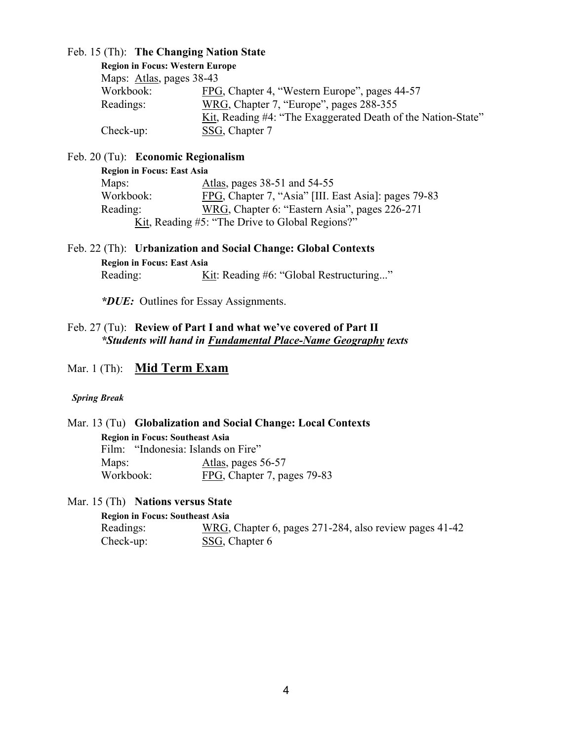Feb. 15 (Th): **The Changing Nation State**

**Region in Focus: Western Europe**

Maps: Atlas, pages 38-43
Workbook: FPG, Chapter 4, "Western Europe", pages 44-57
Readings: WRG, Chapter 7, "Europe", pages 288-355
Kit, Reading #4: "The Exaggerated Death of the Nation-State"
Check-up: SSG, Chapter 7

Feb. 20 (Tu): **Economic Regionalism**

**Region in Focus: East Asia**

Maps: Atlas, pages 38-51 and 54-55
Workbook: FPG, Chapter 7, "Asia" [III. East Asia]: pages 79-83
Reading: WRG, Chapter 6: "Eastern Asia", pages 226-271
Kit, Reading #5: "The Drive to Global Regions?"

Feb. 22 (Th): **Urbanization and Social Change: Global Contexts**

**Region in Focus: East Asia**

Reading: Kit: Reading #6: "Global Restructuring..."

***DUE:*** Outlines for Essay Assignments.

Feb. 27 (Tu): **Review of Part I and what we've covered of Part II**
***Students will hand in Fundamental Place-Name Geography texts***

Mar. 1 (Th): **Mid Term Exam**

***Spring Break***

Mar. 13 (Tu) **Globalization and Social Change: Local Contexts**

**Region in Focus: Southeast Asia**

Film: "Indonesia: Islands on Fire"
Maps: Atlas, pages 56-57
Workbook: FPG, Chapter 7, pages 79-83

Mar. 15 (Th) **Nations versus State**

**Region in Focus: Southeast Asia**

Readings: WRG, Chapter 6, pages 271-284, also review pages 41-42
Check-up: SSG, Chapter 6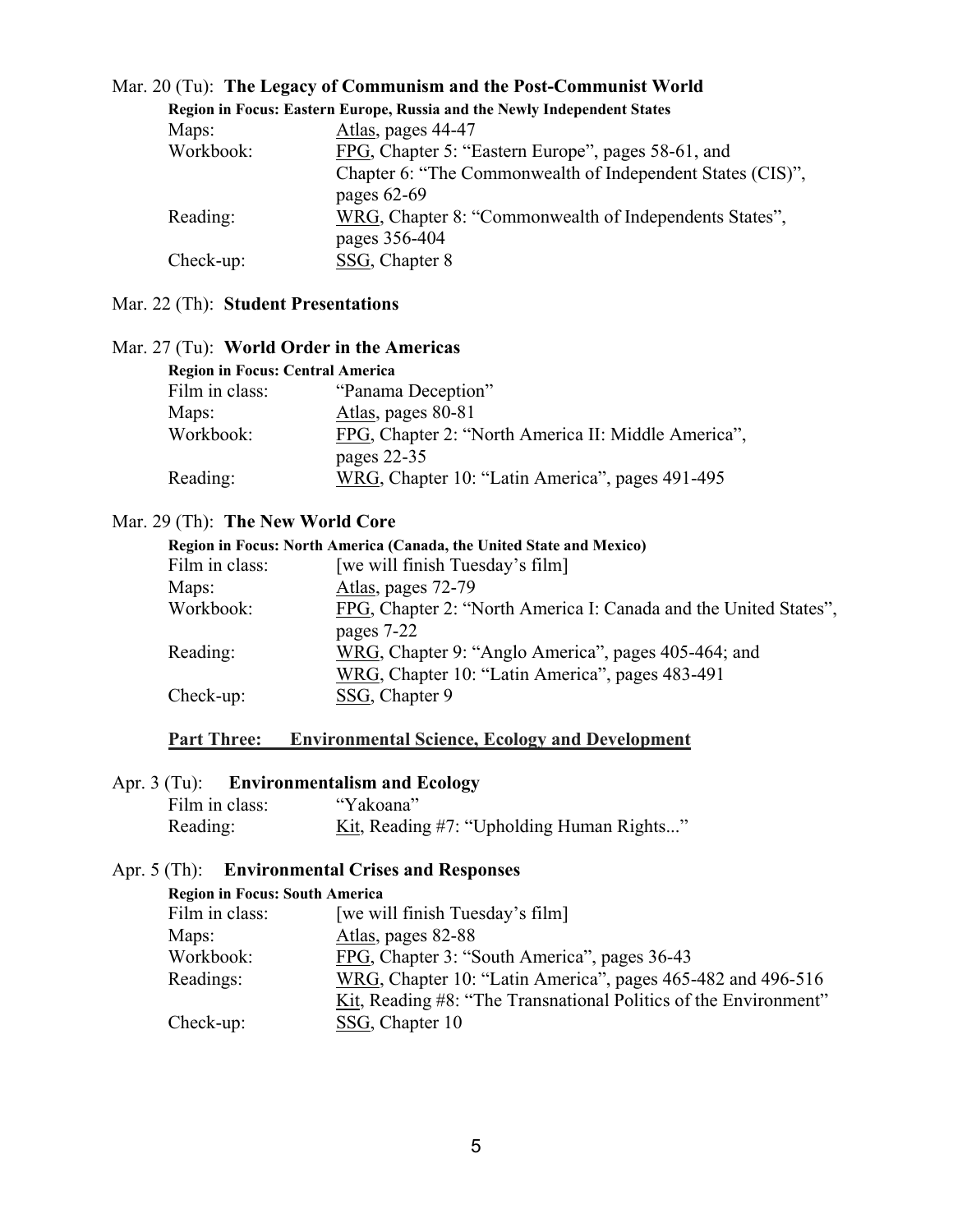Mar. 20 (Tu): **The Legacy of Communism and the Post-Communist World**

**Region in Focus: Eastern Europe, Russia and the Newly Independent States**

| | |
|---|---|
| Maps: | Atlas, pages 44-47 |
| Workbook: | FPG, Chapter 5: "Eastern Europe", pages 58-61, and Chapter 6: "The Commonwealth of Independent States (CIS)", pages 62-69 |
| Reading: | WRG, Chapter 8: "Commonwealth of Independents States", pages 356-404 |
| Check-up: | SSG, Chapter 8 |

Mar. 22 (Th): **Student Presentations**

Mar. 27 (Tu): **World Order in the Americas**

**Region in Focus: Central America**

| | |
|---|---|
| Film in class: | "Panama Deception" |
| Maps: | Atlas, pages 80-81 |
| Workbook: | FPG, Chapter 2: "North America II: Middle America", pages 22-35 |
| Reading: | WRG, Chapter 10: "Latin America", pages 491-495 |

Mar. 29 (Th): **The New World Core**

**Region in Focus: North America (Canada, the United State and Mexico)**

| | |
|---|---|
| Film in class: | [we will finish Tuesday's film] |
| Maps: | Atlas, pages 72-79 |
| Workbook: | FPG, Chapter 2: "North America I: Canada and the United States", pages 7-22 |
| Reading: | WRG, Chapter 9: "Anglo America", pages 405-464; and WRG, Chapter 10: "Latin America", pages 483-491 |
| Check-up: | SSG, Chapter 9 |

## Part Three: Environmental Science, Ecology and Development

Apr. 3 (Tu): **Environmentalism and Ecology**

| | |
|---|---|
| Film in class: | "Yakoana" |
| Reading: | Kit, Reading #7: "Upholding Human Rights..." |

Apr. 5 (Th): **Environmental Crises and Responses**

**Region in Focus: South America**

| | |
|---|---|
| Film in class: | [we will finish Tuesday's film] |
| Maps: | Atlas, pages 82-88 |
| Workbook: | FPG, Chapter 3: "South America", pages 36-43 |
| Readings: | WRG, Chapter 10: "Latin America", pages 465-482 and 496-516; Kit, Reading #8: "The Transnational Politics of the Environment" |
| Check-up: | SSG, Chapter 10 |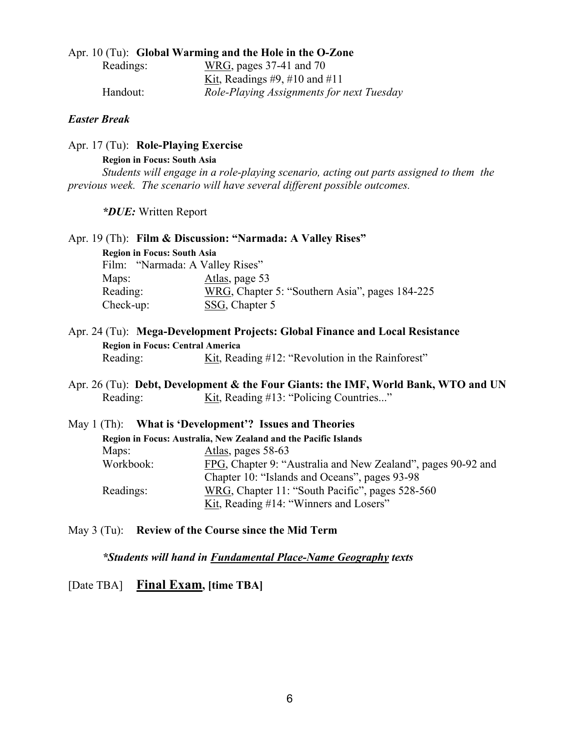Apr. 10 (Tu): **Global Warming and the Hole in the O-Zone**

Readings: WRG, pages 37-41 and 70
Kit, Readings #9, #10 and #11

Handout: *Role-Playing Assignments for next Tuesday*

***Easter Break***

Apr. 17 (Tu): **Role-Playing Exercise**

**Region in Focus: South Asia**

*Students will engage in a role-playing scenario, acting out parts assigned to them the previous week. The scenario will have several different possible outcomes.*

***DUE:** Written Report

Apr. 19 (Th): **Film & Discussion: "Narmada: A Valley Rises"**

**Region in Focus: South Asia**

Film: "Narmada: A Valley Rises"
Maps: Atlas, page 53
Reading: WRG, Chapter 5: "Southern Asia", pages 184-225
Check-up: SSG, Chapter 5

Apr. 24 (Tu): **Mega-Development Projects: Global Finance and Local Resistance**

**Region in Focus: Central America**

Reading: Kit, Reading #12: "Revolution in the Rainforest"

Apr. 26 (Tu): **Debt, Development & the Four Giants: the IMF, World Bank, WTO and UN**

Reading: Kit, Reading #13: "Policing Countries..."

May 1 (Th): **What is 'Development'? Issues and Theories**

**Region in Focus: Australia, New Zealand and the Pacific Islands**

Maps: Atlas, pages 58-63
Workbook: FPG, Chapter 9: "Australia and New Zealand", pages 90-92 and Chapter 10: "Islands and Oceans", pages 93-98
Readings: WRG, Chapter 11: "South Pacific", pages 528-560
Kit, Reading #14: "Winners and Losers"

May 3 (Tu): **Review of the Course since the Mid Term**

***Students will hand in Fundamental Place-Name Geography texts***

[Date TBA] **Final Exam, [time TBA]**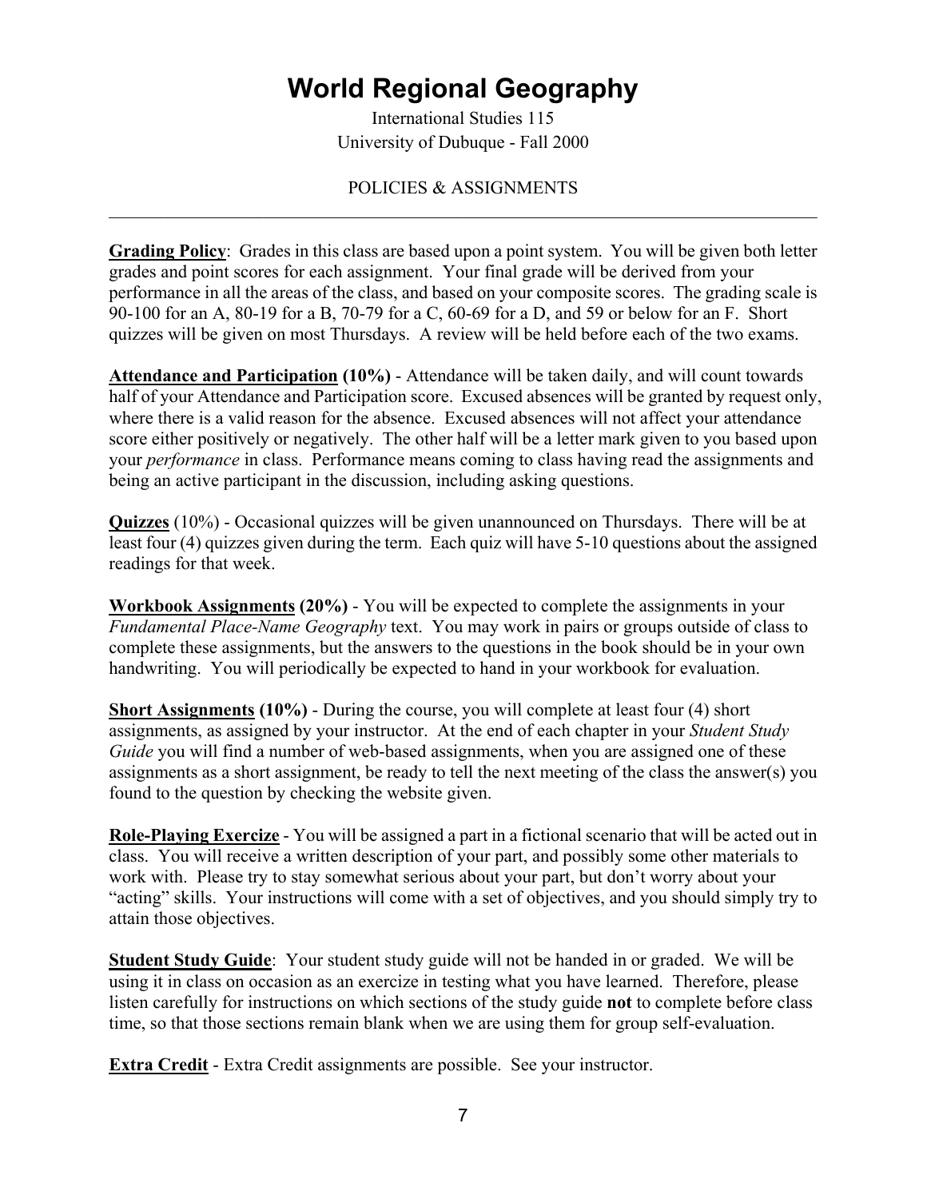# World Regional Geography

International Studies 115
University of Dubuque - Fall 2000

POLICIES & ASSIGNMENTS

---

**Grading Policy**: Grades in this class are based upon a point system. You will be given both letter grades and point scores for each assignment. Your final grade will be derived from your performance in all the areas of the class, and based on your composite scores. The grading scale is 90-100 for an A, 80-19 for a B, 70-79 for a C, 60-69 for a D, and 59 or below for an F. Short quizzes will be given on most Thursdays. A review will be held before each of the two exams.

**Attendance and Participation (10%)** - Attendance will be taken daily, and will count towards half of your Attendance and Participation score. Excused absences will be granted by request only, where there is a valid reason for the absence. Excused absences will not affect your attendance score either positively or negatively. The other half will be a letter mark given to you based upon your *performance* in class. Performance means coming to class having read the assignments and being an active participant in the discussion, including asking questions.

**Quizzes** (10%) - Occasional quizzes will be given unannounced on Thursdays. There will be at least four (4) quizzes given during the term. Each quiz will have 5-10 questions about the assigned readings for that week.

**Workbook Assignments (20%)** - You will be expected to complete the assignments in your *Fundamental Place-Name Geography* text. You may work in pairs or groups outside of class to complete these assignments, but the answers to the questions in the book should be in your own handwriting. You will periodically be expected to hand in your workbook for evaluation.

**Short Assignments (10%)** - During the course, you will complete at least four (4) short assignments, as assigned by your instructor. At the end of each chapter in your *Student Study Guide* you will find a number of web-based assignments, when you are assigned one of these assignments as a short assignment, be ready to tell the next meeting of the class the answer(s) you found to the question by checking the website given.

**Role-Playing Exercize** - You will be assigned a part in a fictional scenario that will be acted out in class. You will receive a written description of your part, and possibly some other materials to work with. Please try to stay somewhat serious about your part, but don't worry about your "acting" skills. Your instructions will come with a set of objectives, and you should simply try to attain those objectives.

**Student Study Guide**: Your student study guide will not be handed in or graded. We will be using it in class on occasion as an exercize in testing what you have learned. Therefore, please listen carefully for instructions on which sections of the study guide **not** to complete before class time, so that those sections remain blank when we are using them for group self-evaluation.

**Extra Credit** - Extra Credit assignments are possible. See your instructor.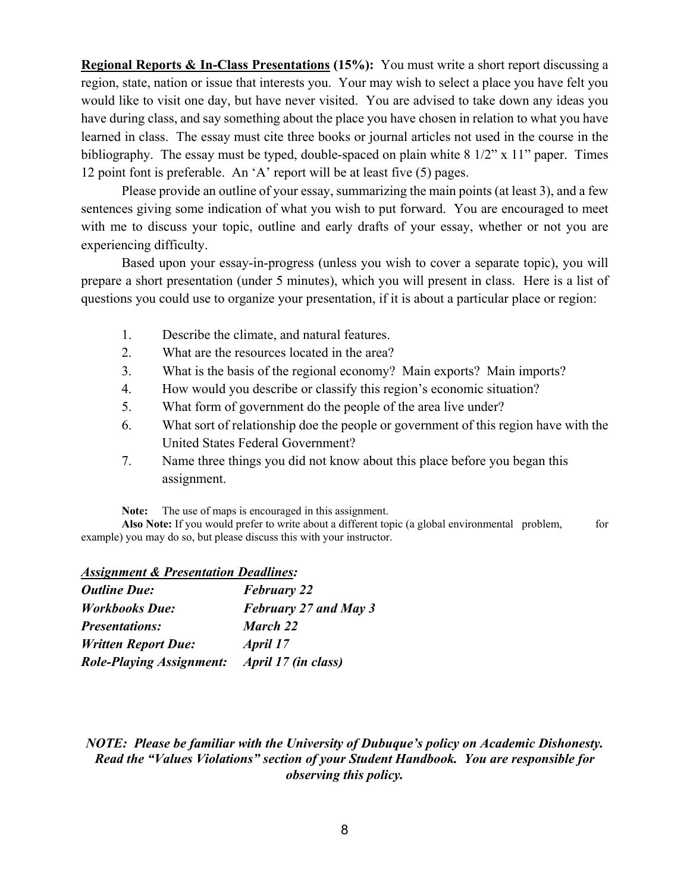**Regional Reports & In-Class Presentations (15%):** You must write a short report discussing a region, state, nation or issue that interests you. Your may wish to select a place you have felt you would like to visit one day, but have never visited. You are advised to take down any ideas you have during class, and say something about the place you have chosen in relation to what you have learned in class. The essay must cite three books or journal articles not used in the course in the bibliography. The essay must be typed, double-spaced on plain white 8 1/2" x 11" paper. Times 12 point font is preferable. An 'A' report will be at least five (5) pages.

Please provide an outline of your essay, summarizing the main points (at least 3), and a few sentences giving some indication of what you wish to put forward. You are encouraged to meet with me to discuss your topic, outline and early drafts of your essay, whether or not you are experiencing difficulty.

Based upon your essay-in-progress (unless you wish to cover a separate topic), you will prepare a short presentation (under 5 minutes), which you will present in class. Here is a list of questions you could use to organize your presentation, if it is about a particular place or region:

1. Describe the climate, and natural features.
2. What are the resources located in the area?
3. What is the basis of the regional economy? Main exports? Main imports?
4. How would you describe or classify this region's economic situation?
5. What form of government do the people of the area live under?
6. What sort of relationship doe the people or government of this region have with the United States Federal Government?
7. Name three things you did not know about this place before you began this assignment.

**Note:** The use of maps is encouraged in this assignment.

**Also Note:** If you would prefer to write about a different topic (a global environmental problem, for example) you may do so, but please discuss this with your instructor.

***Assignment & Presentation Deadlines:***

| | |
|---|---|
| ***Outline Due:*** | ***February 22*** |
| ***Workbooks Due:*** | ***February 27 and May 3*** |
| ***Presentations:*** | ***March 22*** |
| ***Written Report Due:*** | ***April 17*** |
| ***Role-Playing Assignment:*** | ***April 17 (in class)*** |

***NOTE: Please be familiar with the University of Dubuque's policy on Academic Dishonesty. Read the "Values Violations" section of your Student Handbook. You are responsible for observing this policy.***